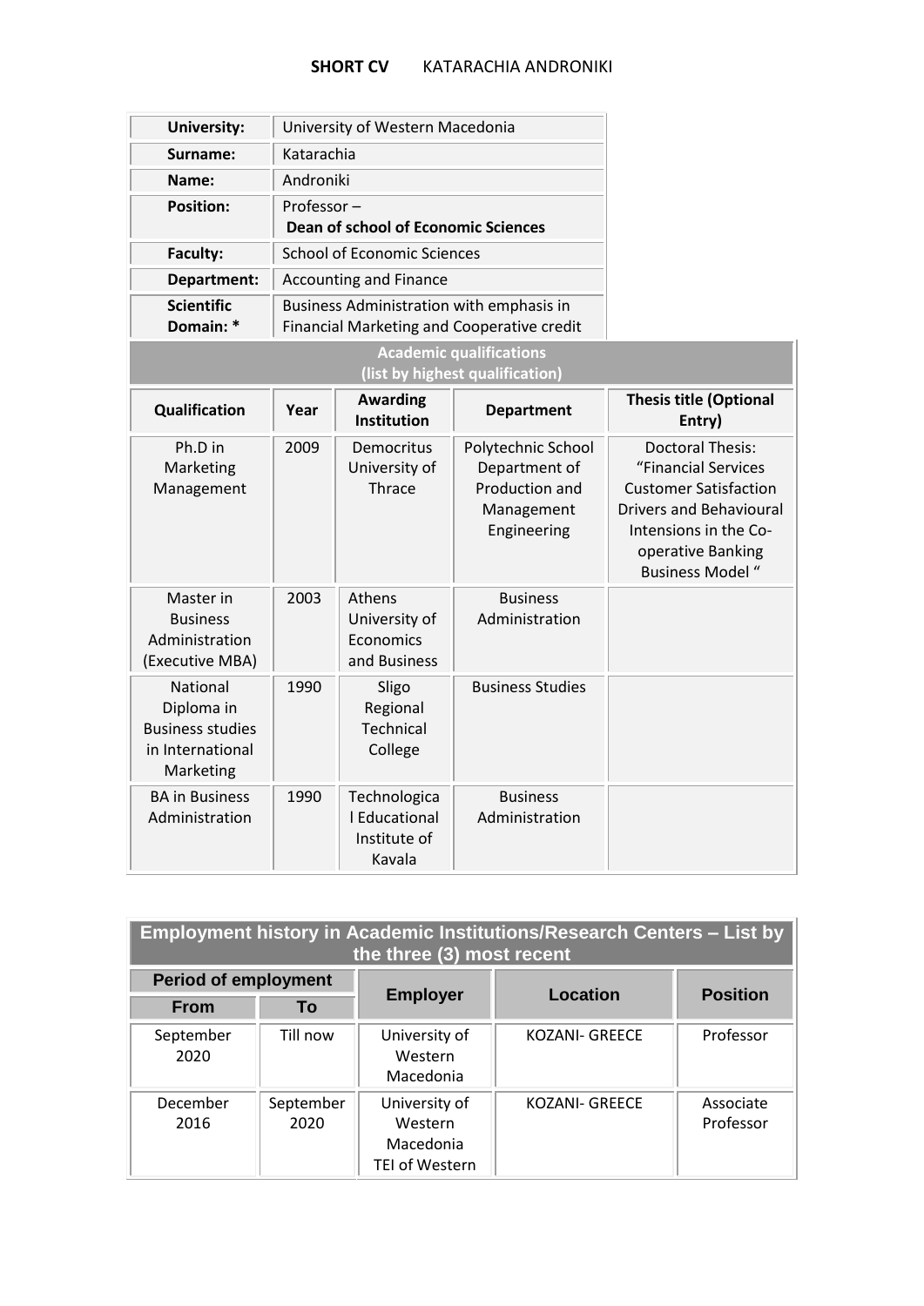**SHORT CV** KATARACHIA ANDRONIKI

| | |
|---|---|
| **University:** | University of Western Macedonia |
| **Surname:** | Katarachia |
| **Name:** | Androniki |
| **Position:** | Professor – **Dean of school of Economic Sciences** |
| **Faculty:** | School of Economic Sciences |
| **Department:** | Accounting and Finance |
| **Scientific Domain: *** | Business Administration with emphasis in Financial Marketing and Cooperative credit |

| **Academic qualifications (list by highest qualification)** | | | | |
|---|---|---|---|---|
| **Qualification** | **Year** | **Awarding Institution** | **Department** | **Thesis title (Optional Entry)** |
| Ph.D in Marketing Management | 2009 | Democritus University of Thrace | Polytechnic School Department of Production and Management Engineering | Doctoral Thesis: "Financial Services Customer Satisfaction Drivers and Behavioural Intensions in the Co-operative Banking Business Model " |
| Master in Business Administration (Executive MBA) | 2003 | Athens University of Economics and Business | Business Administration | |
| National Diploma in Business studies in International Marketing | 1990 | Sligo Regional Technical College | Business Studies | |
| BA in Business Administration | 1990 | Technological Educational Institute of Kavala | Business Administration | |

| **Employment history in Academic Institutions/Research Centers – List by the three (3) most recent** | | | | |
|---|---|---|---|---|
| **Period of employment** | | **Employer** | **Location** | **Position** |
| **From** | **To** | | | |
| September 2020 | Till now | University of Western Macedonia | KOZANI- GREECE | Professor |
| December 2016 | September 2020 | University of Western Macedonia TEI of Western | KOZANI- GREECE | Associate Professor |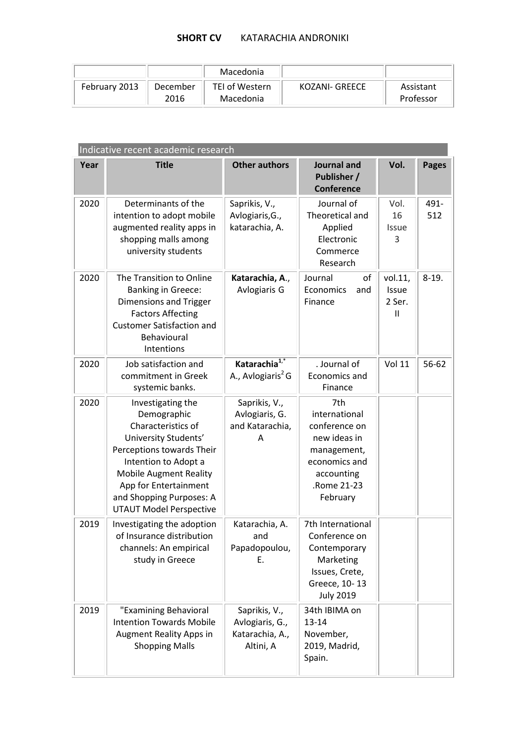| | | Macedonia | | |
|---|---|---|---|---|
| February 2013 | December 2016 | TEI of Western Macedonia | KOZANI- GREECE | Assistant Professor |

## Indicative recent academic research

| Year | Title | Other authors | Journal and Publisher / Conference | Vol. | Pages |
|---|---|---|---|---|---|
| 2020 | Determinants of the intention to adopt mobile augmented reality apps in shopping malls among university students | Saprikis, V., Avlogiaris,G., katarachia, A. | Journal of Theoretical and Applied Electronic Commerce Research | Vol. 16 Issue 3 | 491-512 |
| 2020 | The Transition to Online Banking in Greece: Dimensions and Trigger Factors Affecting Customer Satisfaction and Behavioural Intentions | **Katarachia, A**., Avlogiaris G | Journal of Economics and Finance | vol.11, Issue 2 Ser. II | 8-19. |
| 2020 | Job satisfaction and commitment in Greek systemic banks. | **Katarachia**[1,*] A., Avlogiaris[2] G | . Journal of Economics and Finance | Vol 11 | 56-62 |
| 2020 | Investigating the Demographic Characteristics of University Students' Perceptions towards Their Intention to Adopt a Mobile Augment Reality App for Entertainment and Shopping Purposes: A UTAUT Model Perspective | Saprikis, V., Avlogiaris, G. and Katarachia, A | 7th international conference on new ideas in management, economics and accounting .Rome 21-23 February | | |
| 2019 | Investigating the adoption of Insurance distribution channels: An empirical study in Greece | Katarachia, A. and Papadopoulou, E. | 7th International Conference on Contemporary Marketing Issues, Crete, Greece, 10- 13 July 2019 | | |
| 2019 | "Examining Behavioral Intention Towards Mobile Augment Reality Apps in Shopping Malls | Saprikis, V., Avlogiaris, G., Katarachia, A., Altini, A | 34th IBIMA on 13-14 November, 2019, Madrid, Spain. | | |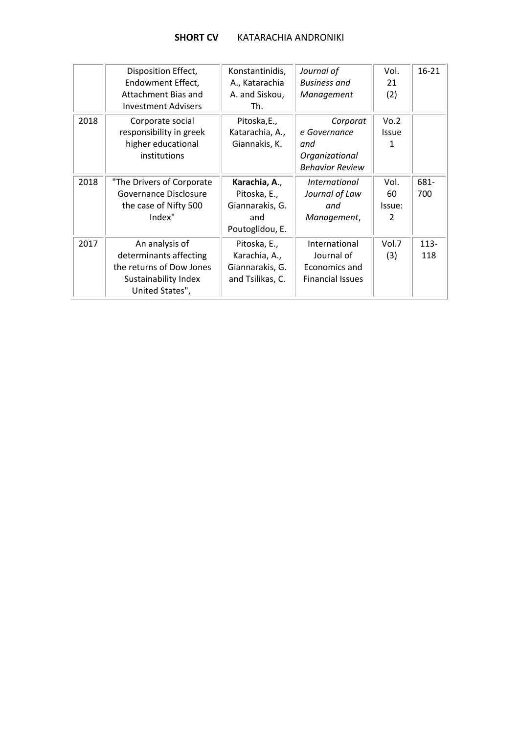| | | | | | |
|---|---|---|---|---|---|
| | Disposition Effect, Endowment Effect, Attachment Bias and Investment Advisers | Konstantinidis, A., Katarachia A. and Siskou, Th. | *Journal of Business and Management* | Vol. 21 (2) | 16-21 |
| 2018 | Corporate social responsibility in greek higher educational institutions | Pitoska,E., Katarachia, A., Giannakis, K. | *Corporate Governance and Organizational Behavior Review* | Vo.2 Issue 1 | |
| 2018 | "The Drivers of Corporate Governance Disclosure the case of Nifty 500 Index" | **Karachia, A**., Pitoska, E., Giannarakis, G. and Poutoglidou, E. | *International Journal of Law and Management*, | Vol. 60 Issue: 2 | 681-700 |
| 2017 | An analysis of determinants affecting the returns of Dow Jones Sustainability Index United States", | Pitoska, E., Karachia, A., Giannarakis, G. and Tsilikas, C. | International Journal of Economics and Financial Issues | Vol.7 (3) | 113-118 |